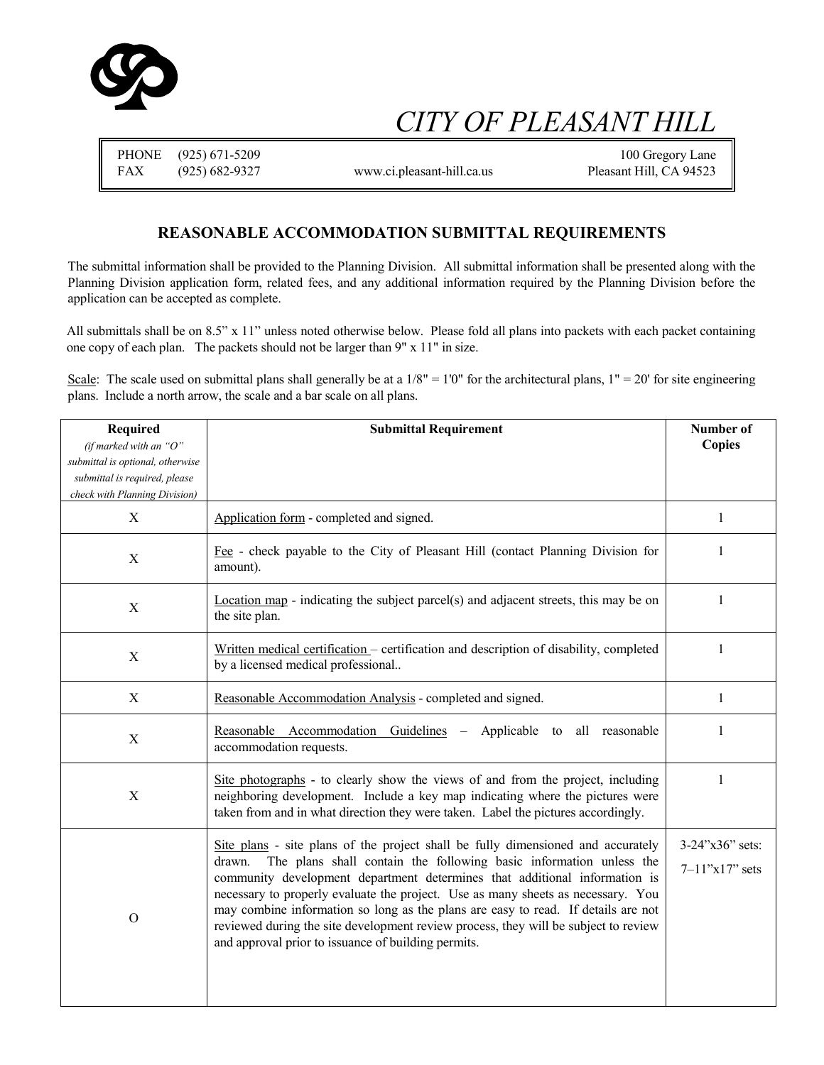# CITY OF PLEASANT HILL

PHONE (925) 671-5209
FAX (925) 682-9327
www.ci.pleasant-hill.ca.us
100 Gregory Lane
Pleasant Hill, CA 94523

## REASONABLE ACCOMMODATION SUBMITTAL REQUIREMENTS

The submittal information shall be provided to the Planning Division. All submittal information shall be presented along with the Planning Division application form, related fees, and any additional information required by the Planning Division before the application can be accepted as complete.

All submittals shall be on 8.5" x 11" unless noted otherwise below. Please fold all plans into packets with each packet containing one copy of each plan. The packets should not be larger than 9" x 11" in size.

Scale: The scale used on submittal plans shall generally be at a 1/8" = 1'0" for the architectural plans, 1" = 20' for site engineering plans. Include a north arrow, the scale and a bar scale on all plans.

| **Required** *(if marked with an "O" submittal is optional, otherwise submittal is required, please check with Planning Division)* | **Submittal Requirement** | **Number of Copies** |
|---|---|---|
| X | Application form - completed and signed. | 1 |
| X | Fee - check payable to the City of Pleasant Hill (contact Planning Division for amount). | 1 |
| X | Location map - indicating the subject parcel(s) and adjacent streets, this may be on the site plan. | 1 |
| X | Written medical certification – certification and description of disability, completed by a licensed medical professional.. | 1 |
| X | Reasonable Accommodation Analysis - completed and signed. | 1 |
| X | Reasonable Accommodation Guidelines – Applicable to all reasonable accommodation requests. | 1 |
| X | Site photographs - to clearly show the views of and from the project, including neighboring development. Include a key map indicating where the pictures were taken from and in what direction they were taken. Label the pictures accordingly. | 1 |
| O | Site plans - site plans of the project shall be fully dimensioned and accurately drawn. The plans shall contain the following basic information unless the community development department determines that additional information is necessary to properly evaluate the project. Use as many sheets as necessary. You may combine information so long as the plans are easy to read. If details are not reviewed during the site development review process, they will be subject to review and approval prior to issuance of building permits. | 3-24"x36" sets: 7–11"x17" sets |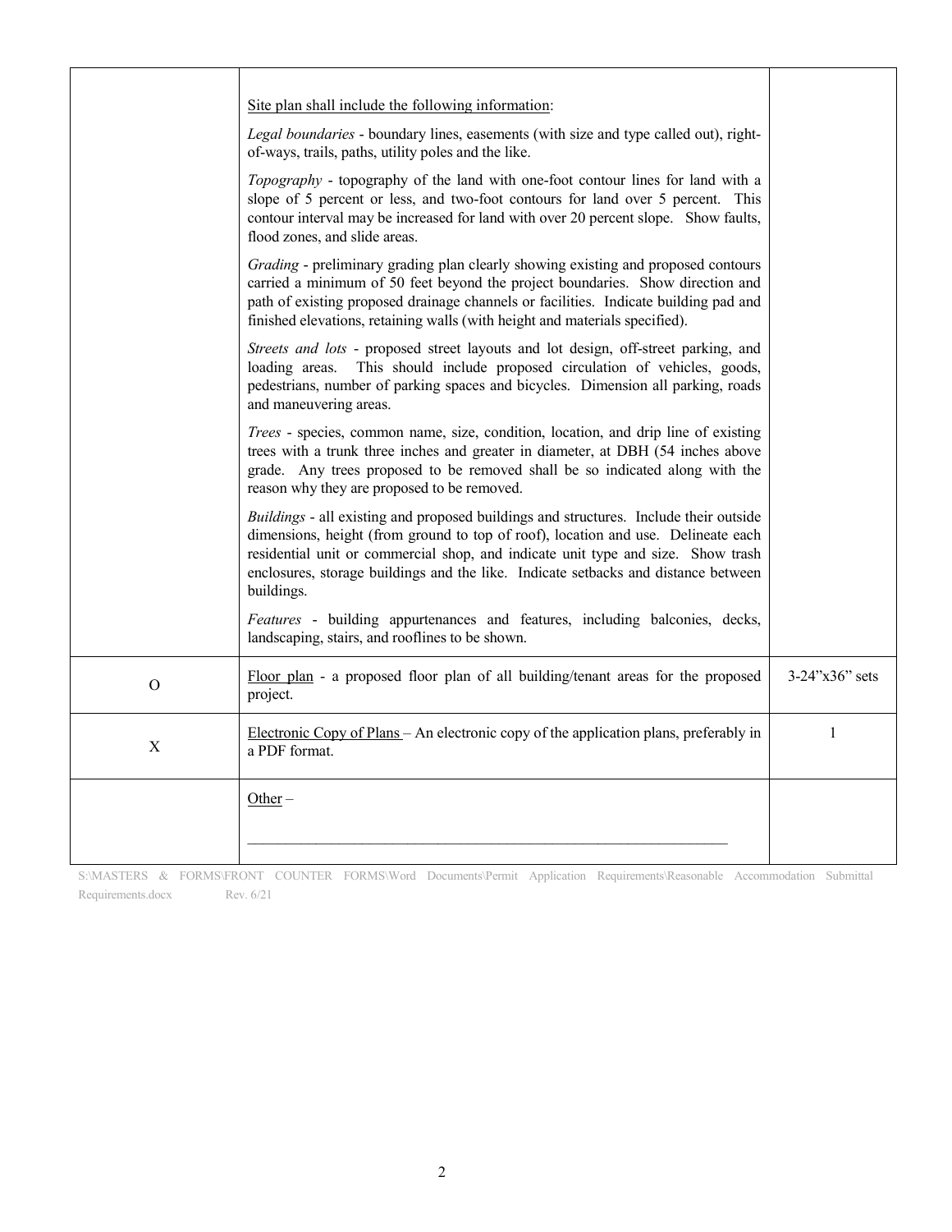| | | |
|---|---|---|
| | <u>Site plan shall include the following information</u>:<br><br>*Legal boundaries* - boundary lines, easements (with size and type called out), right-of-ways, trails, paths, utility poles and the like.<br><br>*Topography* - topography of the land with one-foot contour lines for land with a slope of 5 percent or less, and two-foot contours for land over 5 percent. This contour interval may be increased for land with over 20 percent slope. Show faults, flood zones, and slide areas.<br><br>*Grading* - preliminary grading plan clearly showing existing and proposed contours carried a minimum of 50 feet beyond the project boundaries. Show direction and path of existing proposed drainage channels or facilities. Indicate building pad and finished elevations, retaining walls (with height and materials specified).<br><br>*Streets and lots* - proposed street layouts and lot design, off-street parking, and loading areas. This should include proposed circulation of vehicles, goods, pedestrians, number of parking spaces and bicycles. Dimension all parking, roads and maneuvering areas.<br><br>*Trees* - species, common name, size, condition, location, and drip line of existing trees with a trunk three inches and greater in diameter, at DBH (54 inches above grade. Any trees proposed to be removed shall be so indicated along with the reason why they are proposed to be removed.<br><br>*Buildings* - all existing and proposed buildings and structures. Include their outside dimensions, height (from ground to top of roof), location and use. Delineate each residential unit or commercial shop, and indicate unit type and size. Show trash enclosures, storage buildings and the like. Indicate setbacks and distance between buildings.<br><br>*Features* - building appurtenances and features, including balconies, decks, landscaping, stairs, and rooflines to be shown. | |
| O | <u>Floor plan</u> - a proposed floor plan of all building/tenant areas for the proposed project. | 3-24"x36" sets |
| X | <u>Electronic Copy of Plans</u> – An electronic copy of the application plans, preferably in a PDF format. | 1 |
| | <u>Other</u> –<br><br>\_\_\_\_\_\_\_\_\_\_\_\_\_\_\_\_\_\_\_\_\_\_\_\_\_\_\_\_\_\_\_\_\_\_\_\_\_\_\_\_\_\_\_\_\_\_\_\_\_\_\_\_\_\_\_\_\_\_\_\_ | |

S:\MASTERS & FORMS\FRONT COUNTER FORMS\Word Documents\Permit Application Requirements\Reasonable Accommodation Submittal Requirements.docx Rev. 6/21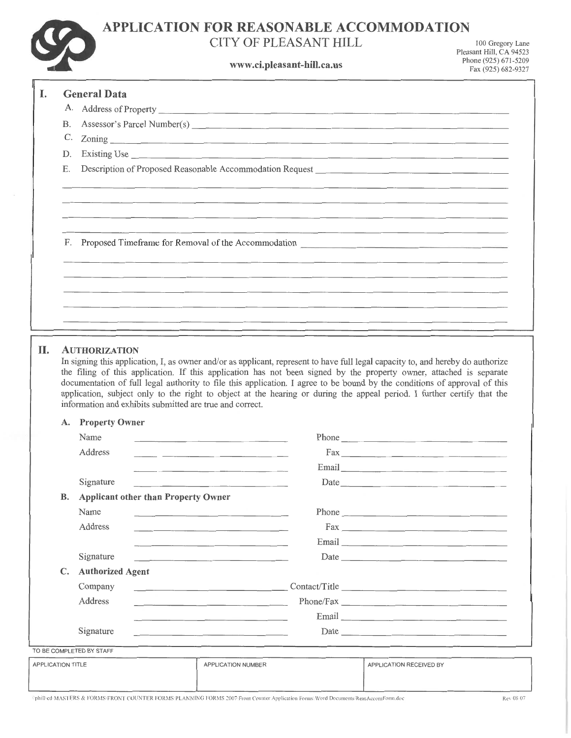# APPLICATION FOR REASONABLE ACCOMMODATION

CITY OF PLEASANT HILL

www.ci.pleasant-hill.ca.us

100 Gregory Lane
Pleasant Hill, CA 94523
Phone (925) 671-5209
Fax (925) 682-9327

## I. General Data

A. Address of Property \_\_\_\_\_\_\_\_\_\_\_\_\_\_\_\_\_\_\_\_

B. Assessor's Parcel Number(s) \_\_\_\_\_\_\_\_\_\_\_\_\_\_\_\_\_\_\_\_

C. Zoning \_\_\_\_\_\_\_\_\_\_\_\_\_\_\_\_\_\_\_\_

D. Existing Use \_\_\_\_\_\_\_\_\_\_\_\_\_\_\_\_\_\_\_\_

E. Description of Proposed Reasonable Accommodation Request \_\_\_\_\_\_\_\_\_\_\_\_\_\_\_\_\_\_\_\_

F. Proposed Timeframe for Removal of the Accommodation \_\_\_\_\_\_\_\_\_\_\_\_\_\_\_\_\_\_\_\_

## II. AUTHORIZATION

In signing this application, I, as owner and/or as applicant, represent to have full legal capacity to, and hereby do authorize the filing of this application. If this application has not been signed by the property owner, attached is separate documentation of full legal authority to file this application. I agree to be bound by the conditions of approval of this application, subject only to the right to object at the hearing or during the appeal period. I further certify that the information and exhibits submitted are true and correct.

**A. Property Owner**

Name \_\_\_\_\_\_\_\_\_\_\_\_\_\_\_\_\_\_\_\_ Phone \_\_\_\_\_\_\_\_\_\_\_\_\_\_\_\_\_\_\_\_

Address \_\_\_\_\_\_\_\_\_\_\_\_\_\_\_\_\_\_\_\_ Fax \_\_\_\_\_\_\_\_\_\_\_\_\_\_\_\_\_\_\_\_

Email \_\_\_\_\_\_\_\_\_\_\_\_\_\_\_\_\_\_\_\_

Signature \_\_\_\_\_\_\_\_\_\_\_\_\_\_\_\_\_\_\_\_ Date \_\_\_\_\_\_\_\_\_\_\_\_\_\_\_\_\_\_\_\_

**B. Applicant other than Property Owner**

Name \_\_\_\_\_\_\_\_\_\_\_\_\_\_\_\_\_\_\_\_ Phone \_\_\_\_\_\_\_\_\_\_\_\_\_\_\_\_\_\_\_\_

Address \_\_\_\_\_\_\_\_\_\_\_\_\_\_\_\_\_\_\_\_ Fax \_\_\_\_\_\_\_\_\_\_\_\_\_\_\_\_\_\_\_\_

Email \_\_\_\_\_\_\_\_\_\_\_\_\_\_\_\_\_\_\_\_

Signature \_\_\_\_\_\_\_\_\_\_\_\_\_\_\_\_\_\_\_\_ Date \_\_\_\_\_\_\_\_\_\_\_\_\_\_\_\_\_\_\_\_

**C. Authorized Agent**

Company \_\_\_\_\_\_\_\_\_\_\_\_\_\_\_\_\_\_\_\_ Contact/Title \_\_\_\_\_\_\_\_\_\_\_\_\_\_\_\_\_\_\_\_

Address \_\_\_\_\_\_\_\_\_\_\_\_\_\_\_\_\_\_\_\_ Phone/Fax \_\_\_\_\_\_\_\_\_\_\_\_\_\_\_\_\_\_\_\_

Email \_\_\_\_\_\_\_\_\_\_\_\_\_\_\_\_\_\_\_\_

Signature \_\_\_\_\_\_\_\_\_\_\_\_\_\_\_\_\_\_\_\_ Date \_\_\_\_\_\_\_\_\_\_\_\_\_\_\_\_\_\_\_\_

TO BE COMPLETED BY STAFF

| APPLICATION TITLE | APPLICATION NUMBER | APPLICATION RECEIVED BY |
|---|---|---|
| | | |

\phill\cd\MASTERS & FORMS\FRONT COUNTER FORMS\PLANNING FORMS 2007\Front Counter Application Forms\Word Documents\ReasAccomForm.doc Rev 08/07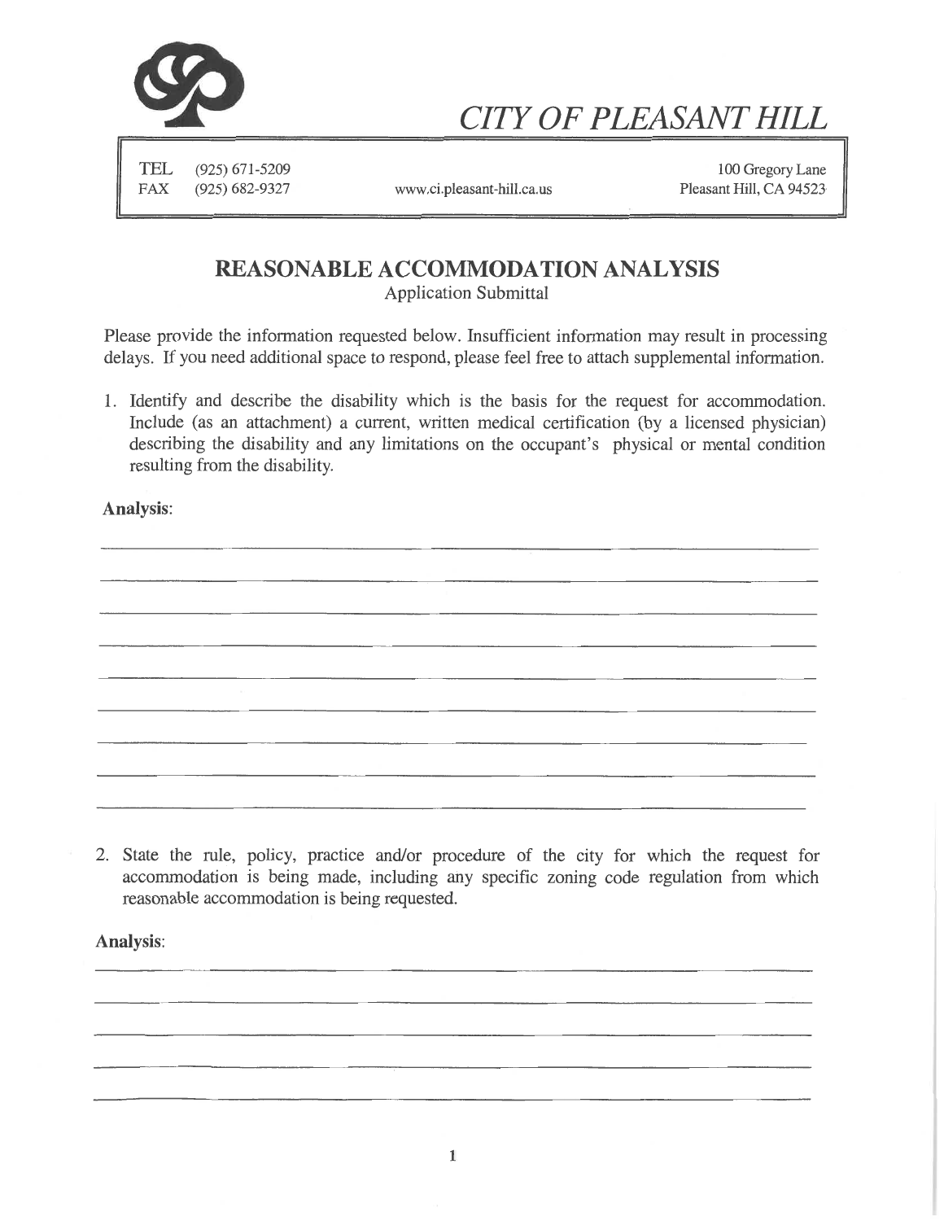# CITY OF PLEASANT HILL

TEL (925) 671-5209
FAX (925) 682-9327

www.ci.pleasant-hill.ca.us

100 Gregory Lane
Pleasant Hill, CA 94523

## REASONABLE ACCOMMODATION ANALYSIS

Application Submittal

Please provide the information requested below. Insufficient information may result in processing delays. If you need additional space to respond, please feel free to attach supplemental information.

1. Identify and describe the disability which is the basis for the request for accommodation. Include (as an attachment) a current, written medical certification (by a licensed physician) describing the disability and any limitations on the occupant's physical or mental condition resulting from the disability.

**Analysis**:

______________________________________________________________________________

______________________________________________________________________________

______________________________________________________________________________

______________________________________________________________________________

______________________________________________________________________________

______________________________________________________________________________

______________________________________________________________________________

______________________________________________________________________________

______________________________________________________________________________

2. State the rule, policy, practice and/or procedure of the city for which the request for accommodation is being made, including any specific zoning code regulation from which reasonable accommodation is being requested.

**Analysis**:

______________________________________________________________________________

______________________________________________________________________________

______________________________________________________________________________

______________________________________________________________________________

______________________________________________________________________________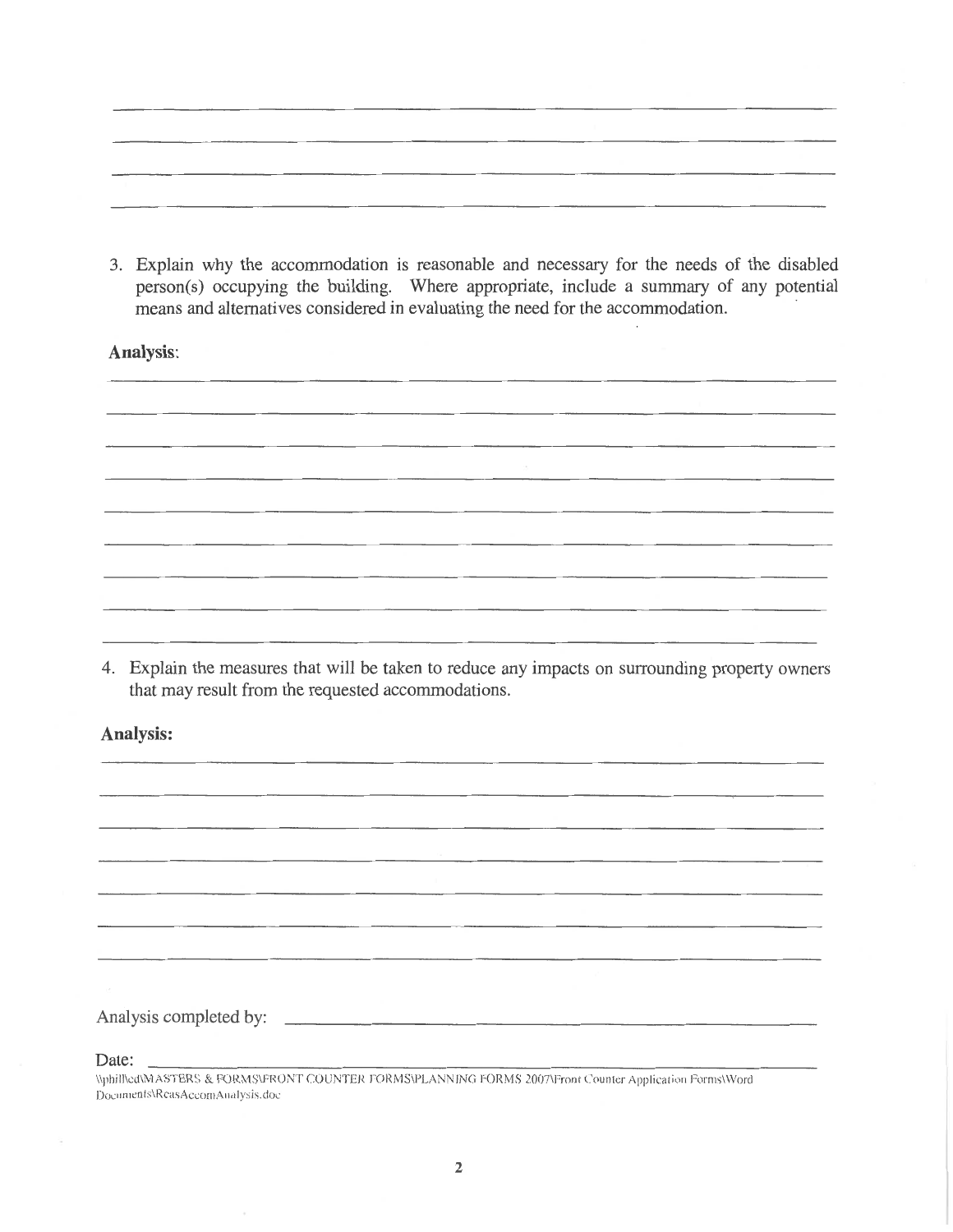3. Explain why the accommodation is reasonable and necessary for the needs of the disabled person(s) occupying the building. Where appropriate, include a summary of any potential means and alternatives considered in evaluating the need for the accommodation.

**Analysis**:

4. Explain the measures that will be taken to reduce any impacts on surrounding property owners that may result from the requested accommodations.

**Analysis:**

Analysis completed by: ______________________________

Date: ______________________________

\\phill\cd\MASTERS & FORMS\FRONT COUNTER FORMS\PLANNING FORMS 2007\Front Counter Application Forms\Word Documents\ReasAccomAnalysis.doc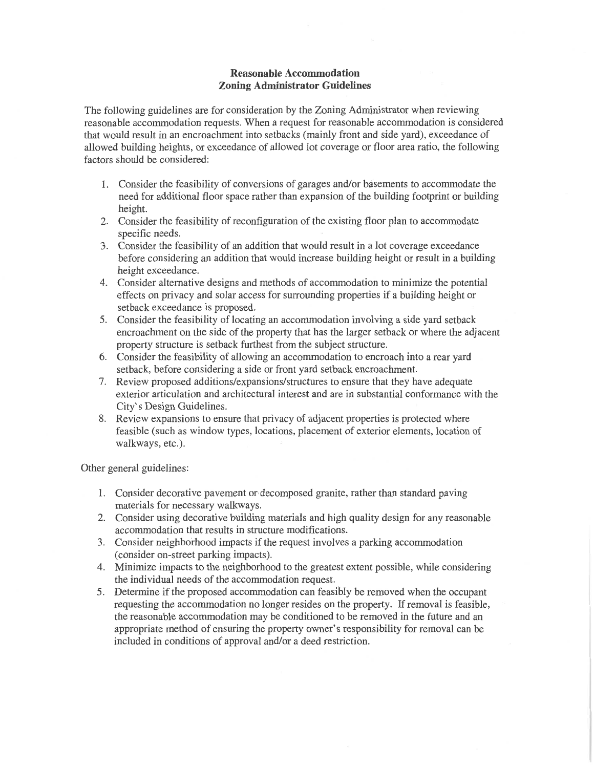# Reasonable Accommodation
# Zoning Administrator Guidelines

The following guidelines are for consideration by the Zoning Administrator when reviewing reasonable accommodation requests. When a request for reasonable accommodation is considered that would result in an encroachment into setbacks (mainly front and side yard), exceedance of allowed building heights, or exceedance of allowed lot coverage or floor area ratio, the following factors should be considered:

1. Consider the feasibility of conversions of garages and/or basements to accommodate the need for additional floor space rather than expansion of the building footprint or building height.
2. Consider the feasibility of reconfiguration of the existing floor plan to accommodate specific needs.
3. Consider the feasibility of an addition that would result in a lot coverage exceedance before considering an addition that would increase building height or result in a building height exceedance.
4. Consider alternative designs and methods of accommodation to minimize the potential effects on privacy and solar access for surrounding properties if a building height or setback exceedance is proposed.
5. Consider the feasibility of locating an accommodation involving a side yard setback encroachment on the side of the property that has the larger setback or where the adjacent property structure is setback furthest from the subject structure.
6. Consider the feasibility of allowing an accommodation to encroach into a rear yard setback, before considering a side or front yard setback encroachment.
7. Review proposed additions/expansions/structures to ensure that they have adequate exterior articulation and architectural interest and are in substantial conformance with the City's Design Guidelines.
8. Review expansions to ensure that privacy of adjacent properties is protected where feasible (such as window types, locations, placement of exterior elements, location of walkways, etc.).

Other general guidelines:

1. Consider decorative pavement or decomposed granite, rather than standard paving materials for necessary walkways.
2. Consider using decorative building materials and high quality design for any reasonable accommodation that results in structure modifications.
3. Consider neighborhood impacts if the request involves a parking accommodation (consider on-street parking impacts).
4. Minimize impacts to the neighborhood to the greatest extent possible, while considering the individual needs of the accommodation request.
5. Determine if the proposed accommodation can feasibly be removed when the occupant requesting the accommodation no longer resides on the property. If removal is feasible, the reasonable accommodation may be conditioned to be removed in the future and an appropriate method of ensuring the property owner's responsibility for removal can be included in conditions of approval and/or a deed restriction.